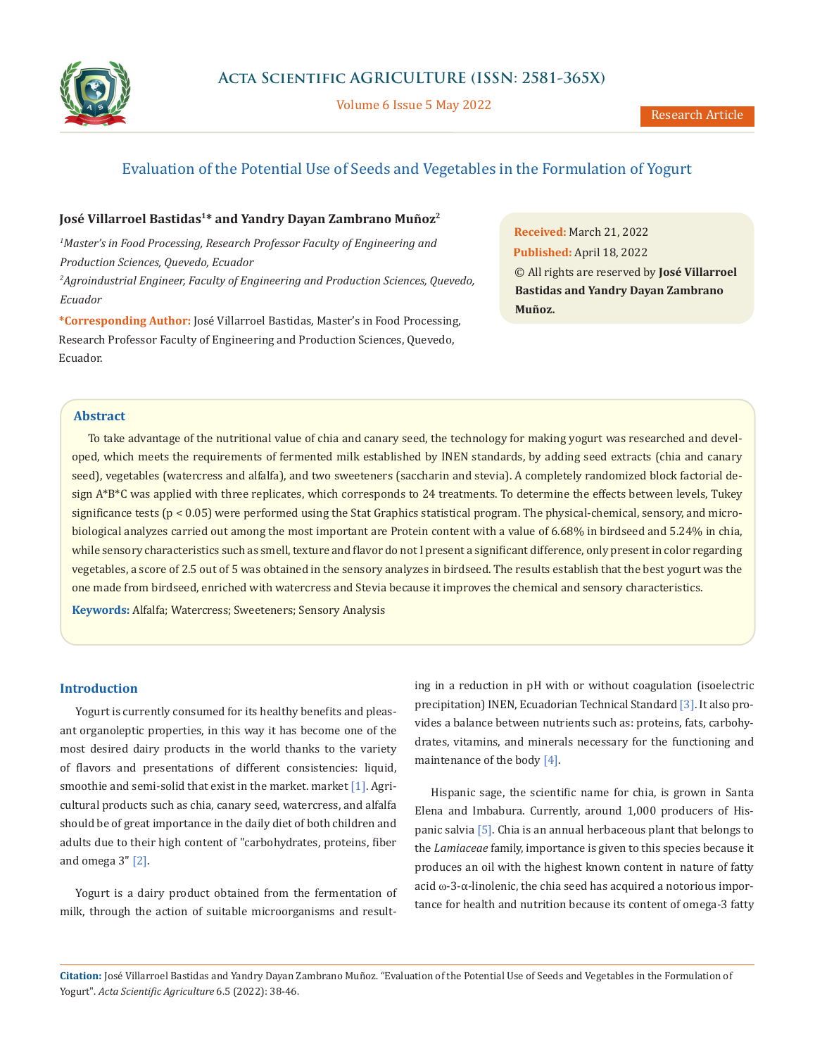# Evaluation of the Potential Use of Seeds and Vegetables in the Formulation of Yogurt

**José Villarroel Bastidas[1]* and Yandry Dayan Zambrano Muñoz[2]**

*[1]Master's in Food Processing, Research Professor Faculty of Engineering and Production Sciences, Quevedo, Ecuador*

*[2]Agroindustrial Engineer, Faculty of Engineering and Production Sciences, Quevedo, Ecuador*

***Corresponding Author:** José Villarroel Bastidas, Master's in Food Processing, Research Professor Faculty of Engineering and Production Sciences, Quevedo, Ecuador.

**Received:** March 21, 2022
**Published:** April 18, 2022
© All rights are reserved by **José Villarroel Bastidas and Yandry Dayan Zambrano Muñoz.**

## Abstract

To take advantage of the nutritional value of chia and canary seed, the technology for making yogurt was researched and developed, which meets the requirements of fermented milk established by INEN standards, by adding seed extracts (chia and canary seed), vegetables (watercress and alfalfa), and two sweeteners (saccharin and stevia). A completely randomized block factorial design A*B*C was applied with three replicates, which corresponds to 24 treatments. To determine the effects between levels, Tukey significance tests ($p < 0.05$) were performed using the Stat Graphics statistical program. The physical-chemical, sensory, and microbiological analyzes carried out among the most important are Protein content with a value of 6.68% in birdseed and 5.24% in chia, while sensory characteristics such as smell, texture and flavor do not I present a significant difference, only present in color regarding vegetables, a score of 2.5 out of 5 was obtained in the sensory analyzes in birdseed. The results establish that the best yogurt was the one made from birdseed, enriched with watercress and Stevia because it improves the chemical and sensory characteristics.

**Keywords:** Alfalfa; Watercress; Sweeteners; Sensory Analysis

## Introduction

Yogurt is currently consumed for its healthy benefits and pleasant organoleptic properties, in this way it has become one of the most desired dairy products in the world thanks to the variety of flavors and presentations of different consistencies: liquid, smoothie and semi-solid that exist in the market. market [1]. Agricultural products such as chia, canary seed, watercress, and alfalfa should be of great importance in the daily diet of both children and adults due to their high content of "carbohydrates, proteins, fiber and omega 3" [2].

Yogurt is a dairy product obtained from the fermentation of milk, through the action of suitable microorganisms and resulting in a reduction in pH with or without coagulation (isoelectric precipitation) INEN, Ecuadorian Technical Standard [3]. It also provides a balance between nutrients such as: proteins, fats, carbohydrates, vitamins, and minerals necessary for the functioning and maintenance of the body [4].

Hispanic sage, the scientific name for chia, is grown in Santa Elena and Imbabura. Currently, around 1,000 producers of Hispanic salvia [5]. Chia is an annual herbaceous plant that belongs to the *Lamiaceae* family, importance is given to this species because it produces an oil with the highest known content in nature of fatty acid ω-3-α-linolenic, the chia seed has acquired a notorious importance for health and nutrition because its content of omega-3 fatty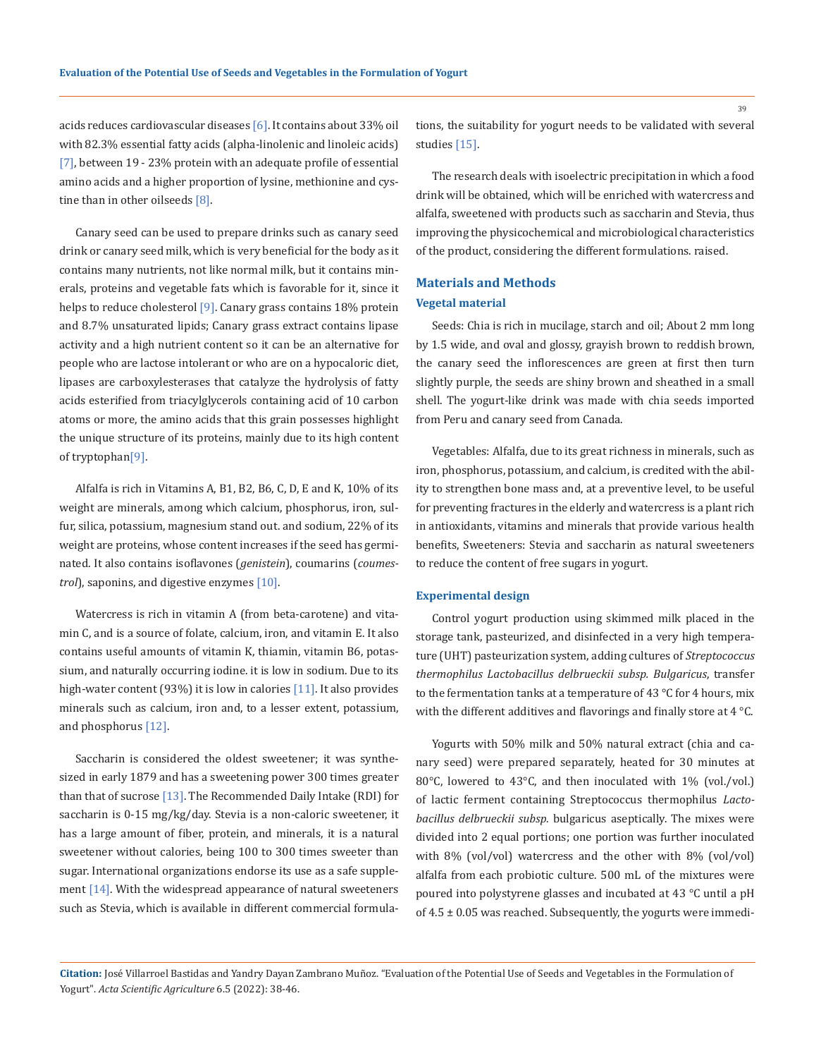acids reduces cardiovascular diseases [6]. It contains about 33% oil with 82.3% essential fatty acids (alpha-linolenic and linoleic acids) [7], between 19 - 23% protein with an adequate profile of essential amino acids and a higher proportion of lysine, methionine and cystine than in other oilseeds [8].

Canary seed can be used to prepare drinks such as canary seed drink or canary seed milk, which is very beneficial for the body as it contains many nutrients, not like normal milk, but it contains minerals, proteins and vegetable fats which is favorable for it, since it helps to reduce cholesterol [9]. Canary grass contains 18% protein and 8.7% unsaturated lipids; Canary grass extract contains lipase activity and a high nutrient content so it can be an alternative for people who are lactose intolerant or who are on a hypocaloric diet, lipases are carboxylesterases that catalyze the hydrolysis of fatty acids esterified from triacylglycerols containing acid of 10 carbon atoms or more, the amino acids that this grain possesses highlight the unique structure of its proteins, mainly due to its high content of tryptophan[9].

Alfalfa is rich in Vitamins A, B1, B2, B6, C, D, E and K, 10% of its weight are minerals, among which calcium, phosphorus, iron, sulfur, silica, potassium, magnesium stand out. and sodium, 22% of its weight are proteins, whose content increases if the seed has germinated. It also contains isoflavones (*genistein*), coumarins (*coumestrol*), saponins, and digestive enzymes [10].

Watercress is rich in vitamin A (from beta-carotene) and vitamin C, and is a source of folate, calcium, iron, and vitamin E. It also contains useful amounts of vitamin K, thiamin, vitamin B6, potassium, and naturally occurring iodine. it is low in sodium. Due to its high-water content (93%) it is low in calories [11]. It also provides minerals such as calcium, iron and, to a lesser extent, potassium, and phosphorus [12].

Saccharin is considered the oldest sweetener; it was synthesized in early 1879 and has a sweetening power 300 times greater than that of sucrose [13]. The Recommended Daily Intake (RDI) for saccharin is 0-15 mg/kg/day. Stevia is a non-caloric sweetener, it has a large amount of fiber, protein, and minerals, it is a natural sweetener without calories, being 100 to 300 times sweeter than sugar. International organizations endorse its use as a safe supplement [14]. With the widespread appearance of natural sweeteners such as Stevia, which is available in different commercial formulations, the suitability for yogurt needs to be validated with several studies [15].

The research deals with isoelectric precipitation in which a food drink will be obtained, which will be enriched with watercress and alfalfa, sweetened with products such as saccharin and Stevia, thus improving the physicochemical and microbiological characteristics of the product, considering the different formulations. raised.

## Materials and Methods

### Vegetal material

Seeds: Chia is rich in mucilage, starch and oil; About 2 mm long by 1.5 wide, and oval and glossy, grayish brown to reddish brown, the canary seed the inflorescences are green at first then turn slightly purple, the seeds are shiny brown and sheathed in a small shell. The yogurt-like drink was made with chia seeds imported from Peru and canary seed from Canada.

Vegetables: Alfalfa, due to its great richness in minerals, such as iron, phosphorus, potassium, and calcium, is credited with the ability to strengthen bone mass and, at a preventive level, to be useful for preventing fractures in the elderly and watercress is a plant rich in antioxidants, vitamins and minerals that provide various health benefits, Sweeteners: Stevia and saccharin as natural sweeteners to reduce the content of free sugars in yogurt.

### Experimental design

Control yogurt production using skimmed milk placed in the storage tank, pasteurized, and disinfected in a very high temperature (UHT) pasteurization system, adding cultures of *Streptococcus thermophilus Lactobacillus delbrueckii subsp. Bulgaricus*, transfer to the fermentation tanks at a temperature of 43 °C for 4 hours, mix with the different additives and flavorings and finally store at 4 °C.

Yogurts with 50% milk and 50% natural extract (chia and canary seed) were prepared separately, heated for 30 minutes at 80°C, lowered to 43°C, and then inoculated with 1% (vol./vol.) of lactic ferment containing Streptococcus thermophilus *Lactobacillus delbrueckii subsp.* bulgaricus aseptically. The mixes were divided into 2 equal portions; one portion was further inoculated with 8% (vol/vol) watercress and the other with 8% (vol/vol) alfalfa from each probiotic culture. 500 mL of the mixtures were poured into polystyrene glasses and incubated at 43 °C until a pH of 4.5 ± 0.05 was reached. Subsequently, the yogurts were immedi-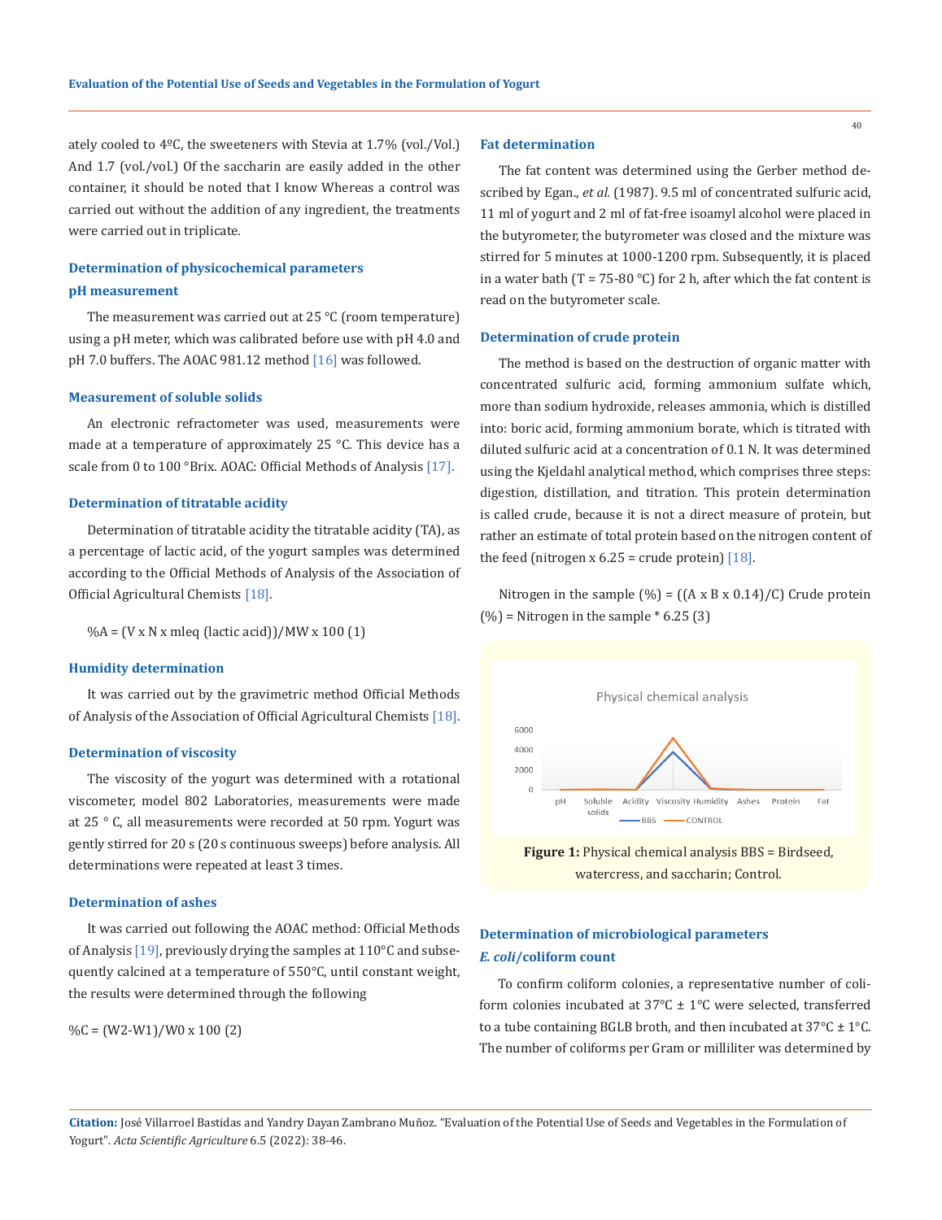ately cooled to 4ºC, the sweeteners with Stevia at 1.7% (vol./Vol.) And 1.7 (vol./vol.) Of the saccharin are easily added in the other container, it should be noted that I know Whereas a control was carried out without the addition of any ingredient, the treatments were carried out in triplicate.

## Determination of physicochemical parameters

### pH measurement

The measurement was carried out at 25 °C (room temperature) using a pH meter, which was calibrated before use with pH 4.0 and pH 7.0 buffers. The AOAC 981.12 method [16] was followed.

### Measurement of soluble solids

An electronic refractometer was used, measurements were made at a temperature of approximately 25 °C. This device has a scale from 0 to 100 °Brix. AOAC: Official Methods of Analysis [17].

### Determination of titratable acidity

Determination of titratable acidity the titratable acidity (TA), as a percentage of lactic acid, of the yogurt samples was determined according to the Official Methods of Analysis of the Association of Official Agricultural Chemists [18].

%A = (V x N x mleq (lactic acid))/MW x 100 (1)

### Humidity determination

It was carried out by the gravimetric method Official Methods of Analysis of the Association of Official Agricultural Chemists [18].

### Determination of viscosity

The viscosity of the yogurt was determined with a rotational viscometer, model 802 Laboratories, measurements were made at 25 ° C, all measurements were recorded at 50 rpm. Yogurt was gently stirred for 20 s (20 s continuous sweeps) before analysis. All determinations were repeated at least 3 times.

### Determination of ashes

It was carried out following the AOAC method: Official Methods of Analysis [19], previously drying the samples at 110°C and subsequently calcined at a temperature of 550°C, until constant weight, the results were determined through the following

%C = (W2-W1)/W0 x 100 (2)

### Fat determination

The fat content was determined using the Gerber method described by Egan., *et al.* (1987). 9.5 ml of concentrated sulfuric acid, 11 ml of yogurt and 2 ml of fat-free isoamyl alcohol were placed in the butyrometer, the butyrometer was closed and the mixture was stirred for 5 minutes at 1000-1200 rpm. Subsequently, it is placed in a water bath (T = 75-80 °C) for 2 h, after which the fat content is read on the butyrometer scale.

### Determination of crude protein

The method is based on the destruction of organic matter with concentrated sulfuric acid, forming ammonium sulfate which, more than sodium hydroxide, releases ammonia, which is distilled into: boric acid, forming ammonium borate, which is titrated with diluted sulfuric acid at a concentration of 0.1 N. It was determined using the Kjeldahl analytical method, which comprises three steps: digestion, distillation, and titration. This protein determination is called crude, because it is not a direct measure of protein, but rather an estimate of total protein based on the nitrogen content of the feed (nitrogen x 6.25 = crude protein) [18].

Nitrogen in the sample (%) = ((A x B x 0.14)/C) Crude protein (%) = Nitrogen in the sample * 6.25 (3)

**Figure 1:** Physical chemical analysis BBS = Birdseed, watercress, and saccharin; Control.

## Determination of microbiological parameters

### *E. coli*/coliform count

To confirm coliform colonies, a representative number of coliform colonies incubated at 37°C ± 1°C were selected, transferred to a tube containing BGLB broth, and then incubated at 37°C ± 1°C. The number of coliforms per Gram or milliliter was determined by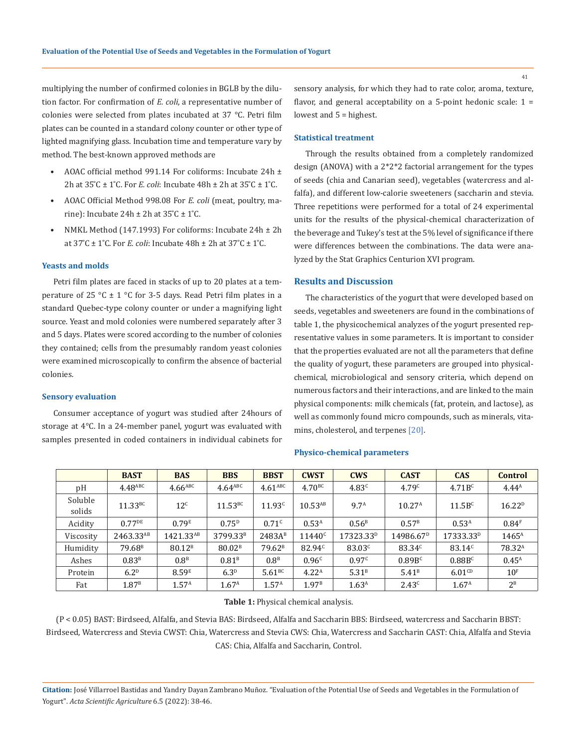multiplying the number of confirmed colonies in BGLB by the dilution factor. For confirmation of *E. coli*, a representative number of colonies were selected from plates incubated at 37 °C. Petri film plates can be counted in a standard colony counter or other type of lighted magnifying glass. Incubation time and temperature vary by method. The best-known approved methods are

- AOAC official method 991.14 For coliforms: Incubate 24h ± 2h at 35°C ± 1°C. For *E. coli*: Incubate 48h ± 2h at 35°C ± 1°C.
- AOAC Official Method 998.08 For *E. coli* (meat, poultry, marine): Incubate 24h ± 2h at 35°C ± 1°C.
- NMKL Method (147.1993) For coliforms: Incubate 24h ± 2h at 37°C ± 1°C. For *E. coli*: Incubate 48h ± 2h at 37°C ± 1°C.

### Yeasts and molds

Petri film plates are faced in stacks of up to 20 plates at a temperature of 25 °C ± 1 °C for 3-5 days. Read Petri film plates in a standard Quebec-type colony counter or under a magnifying light source. Yeast and mold colonies were numbered separately after 3 and 5 days. Plates were scored according to the number of colonies they contained; cells from the presumably random yeast colonies were examined microscopically to confirm the absence of bacterial colonies.

### Sensory evaluation

Consumer acceptance of yogurt was studied after 24hours of storage at 4°C. In a 24-member panel, yogurt was evaluated with samples presented in coded containers in individual cabinets for sensory analysis, for which they had to rate color, aroma, texture, flavor, and general acceptability on a 5-point hedonic scale: 1 = lowest and 5 = highest.

### Statistical treatment

Through the results obtained from a completely randomized design (ANOVA) with a 2*2*2 factorial arrangement for the types of seeds (chia and Canarian seed), vegetables (watercress and alfalfa), and different low-calorie sweeteners (saccharin and stevia. Three repetitions were performed for a total of 24 experimental units for the results of the physical-chemical characterization of the beverage and Tukey's test at the 5% level of significance if there were differences between the combinations. The data were analyzed by the Stat Graphics Centurion XVI program.

## Results and Discussion

The characteristics of the yogurt that were developed based on seeds, vegetables and sweeteners are found in the combinations of table 1, the physicochemical analyzes of the yogurt presented representative values in some parameters. It is important to consider that the properties evaluated are not all the parameters that define the quality of yogurt, these parameters are grouped into physical-chemical, microbiological and sensory criteria, which depend on numerous factors and their interactions, and are linked to the main physical components: milk chemicals (fat, protein, and lactose), as well as commonly found micro compounds, such as minerals, vitamins, cholesterol, and terpenes [20].

### Physico-chemical parameters

| | BAST | BAS | BBS | BBST | CWST | CWS | CAST | CAS | Control |
|---|---|---|---|---|---|---|---|---|---|
| pH | $4.48^{ABC}$ | $4.66^{ABC}$ | $4.64^{ABC}$ | $4.61^{ABC}$ | $4.70^{BC}$ | $4.83^{C}$ | $4.79^{C}$ | $4.71B^{C}$ | $4.44^{A}$ |
| Soluble solids | $11.33^{BC}$ | $12^{C}$ | $11.53^{BC}$ | $11.93^{C}$ | $10.53^{AB}$ | $9.7^{A}$ | $10.27^{A}$ | $11.5B^{C}$ | $16.22^{D}$ |
| Acidity | $0.77^{DE}$ | $0.79^{E}$ | $0.75^{D}$ | $0.71^{C}$ | $0.53^{A}$ | $0.56^{B}$ | $0.57^{B}$ | $0.53^{A}$ | $0.84^{F}$ |
| Viscosity | $2463.33^{AB}$ | $1421.33^{AB}$ | $3799.33^{B}$ | $2483A^{B}$ | $11440^{C}$ | $17323.33^{D}$ | $14986.67^{D}$ | $17333.33^{D}$ | $1465^{A}$ |
| Humidity | $79.68^{B}$ | $80.12^{B}$ | $80.02^{B}$ | $79.62^{B}$ | $82.94^{C}$ | $83.03^{C}$ | $83.34^{C}$ | $83.14^{C}$ | $78.32^{A}$ |
| Ashes | $0.83^{B}$ | $0.8^{B}$ | $0.81^{B}$ | $0.8^{B}$ | $0.96^{C}$ | $0.97^{C}$ | $0.89B^{C}$ | $0.88B^{C}$ | $0.45^{A}$ |
| Protein | $6.2^{D}$ | $8.59^{E}$ | $6.3^{D}$ | $5.61^{BC}$ | $4.22^{A}$ | $5.31^{B}$ | $5.41^{B}$ | $6.01^{CD}$ | $10^{F}$ |
| Fat | $1.87^{B}$ | $1.57^{A}$ | $1.67^{A}$ | $1.57^{A}$ | $1.97^{B}$ | $1.63^{A}$ | $2.43^{C}$ | $1.67^{A}$ | $2^{B}$ |

**Table 1:** Physical chemical analysis.

($P < 0.05$) BAST: Birdseed, Alfalfa, and Stevia BAS: Birdseed, Alfalfa and Saccharin BBS: Birdseed, watercress and Saccharin BBST: Birdseed, Watercress and Stevia CWST: Chia, Watercress and Stevia CWS: Chia, Watercress and Saccharin CAST: Chia, Alfalfa and Stevia CAS: Chia, Alfalfa and Saccharin, Control.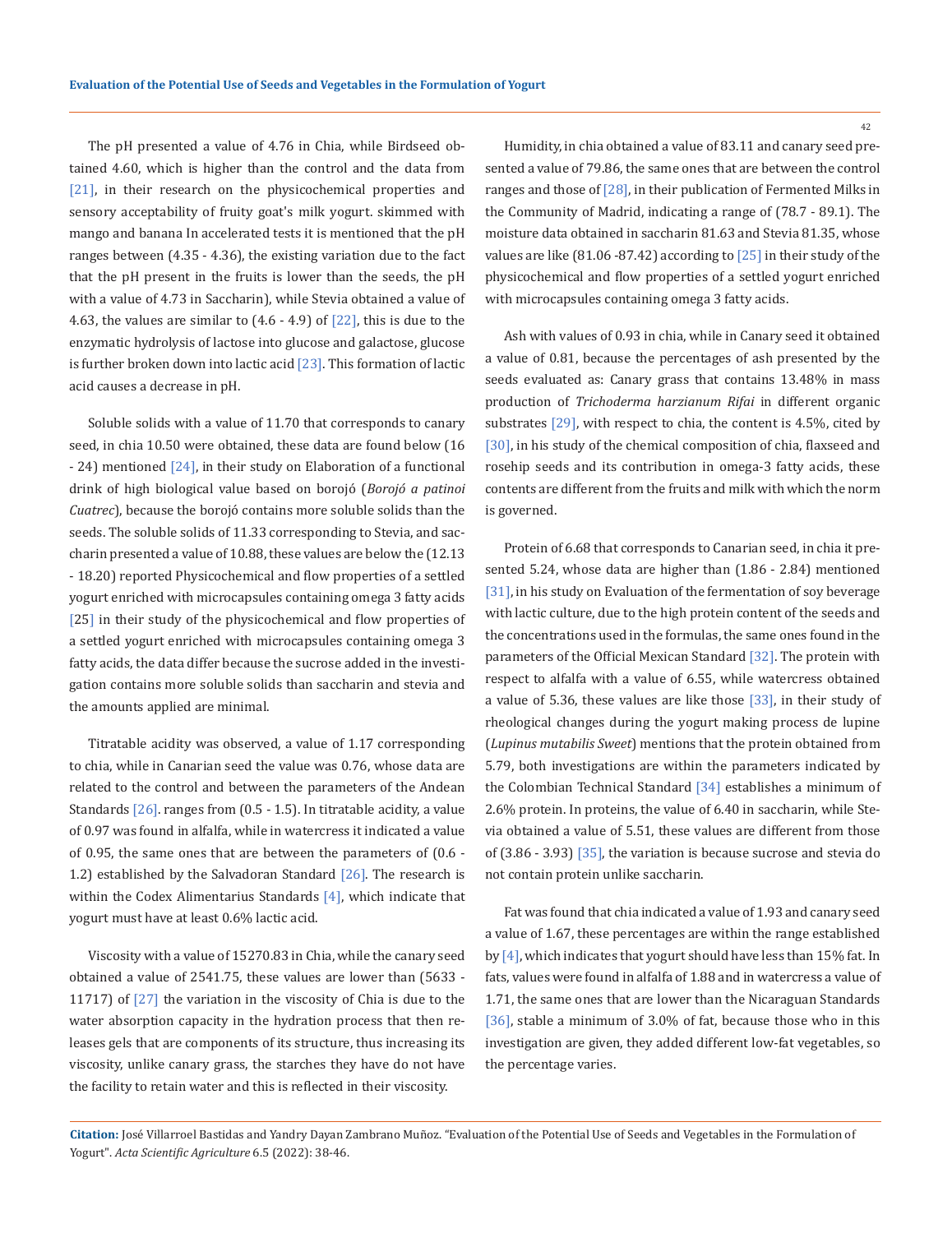The pH presented a value of 4.76 in Chia, while Birdseed obtained 4.60, which is higher than the control and the data from [21], in their research on the physicochemical properties and sensory acceptability of fruity goat's milk yogurt. skimmed with mango and banana In accelerated tests it is mentioned that the pH ranges between (4.35 - 4.36), the existing variation due to the fact that the pH present in the fruits is lower than the seeds, the pH with a value of 4.73 in Saccharin), while Stevia obtained a value of 4.63, the values are similar to (4.6 - 4.9) of [22], this is due to the enzymatic hydrolysis of lactose into glucose and galactose, glucose is further broken down into lactic acid [23]. This formation of lactic acid causes a decrease in pH.

Soluble solids with a value of 11.70 that corresponds to canary seed, in chia 10.50 were obtained, these data are found below (16 - 24) mentioned [24], in their study on Elaboration of a functional drink of high biological value based on borojó (*Borojó a patinoi Cuatrec*), because the borojó contains more soluble solids than the seeds. The soluble solids of 11.33 corresponding to Stevia, and saccharin presented a value of 10.88, these values are below the (12.13 - 18.20) reported Physicochemical and flow properties of a settled yogurt enriched with microcapsules containing omega 3 fatty acids [25] in their study of the physicochemical and flow properties of a settled yogurt enriched with microcapsules containing omega 3 fatty acids, the data differ because the sucrose added in the investigation contains more soluble solids than saccharin and stevia and the amounts applied are minimal.

Titratable acidity was observed, a value of 1.17 corresponding to chia, while in Canarian seed the value was 0.76, whose data are related to the control and between the parameters of the Andean Standards [26]. ranges from (0.5 - 1.5). In titratable acidity, a value of 0.97 was found in alfalfa, while in watercress it indicated a value of 0.95, the same ones that are between the parameters of (0.6 - 1.2) established by the Salvadoran Standard [26]. The research is within the Codex Alimentarius Standards [4], which indicate that yogurt must have at least 0.6% lactic acid.

Viscosity with a value of 15270.83 in Chia, while the canary seed obtained a value of 2541.75, these values are lower than (5633 - 11717) of [27] the variation in the viscosity of Chia is due to the water absorption capacity in the hydration process that then releases gels that are components of its structure, thus increasing its viscosity, unlike canary grass, the starches they have do not have the facility to retain water and this is reflected in their viscosity.

Humidity, in chia obtained a value of 83.11 and canary seed presented a value of 79.86, the same ones that are between the control ranges and those of [28], in their publication of Fermented Milks in the Community of Madrid, indicating a range of (78.7 - 89.1). The moisture data obtained in saccharin 81.63 and Stevia 81.35, whose values are like (81.06 -87.42) according to [25] in their study of the physicochemical and flow properties of a settled yogurt enriched with microcapsules containing omega 3 fatty acids.

Ash with values of 0.93 in chia, while in Canary seed it obtained a value of 0.81, because the percentages of ash presented by the seeds evaluated as: Canary grass that contains 13.48% in mass production of *Trichoderma harzianum Rifai* in different organic substrates [29], with respect to chia, the content is 4.5%, cited by [30], in his study of the chemical composition of chia, flaxseed and rosehip seeds and its contribution in omega-3 fatty acids, these contents are different from the fruits and milk with which the norm is governed.

Protein of 6.68 that corresponds to Canarian seed, in chia it presented 5.24, whose data are higher than (1.86 - 2.84) mentioned [31], in his study on Evaluation of the fermentation of soy beverage with lactic culture, due to the high protein content of the seeds and the concentrations used in the formulas, the same ones found in the parameters of the Official Mexican Standard [32]. The protein with respect to alfalfa with a value of 6.55, while watercress obtained a value of 5.36, these values are like those [33], in their study of rheological changes during the yogurt making process de lupine (*Lupinus mutabilis Sweet*) mentions that the protein obtained from 5.79, both investigations are within the parameters indicated by the Colombian Technical Standard [34] establishes a minimum of 2.6% protein. In proteins, the value of 6.40 in saccharin, while Stevia obtained a value of 5.51, these values are different from those of (3.86 - 3.93) [35], the variation is because sucrose and stevia do not contain protein unlike saccharin.

Fat was found that chia indicated a value of 1.93 and canary seed a value of 1.67, these percentages are within the range established by [4], which indicates that yogurt should have less than 15% fat. In fats, values were found in alfalfa of 1.88 and in watercress a value of 1.71, the same ones that are lower than the Nicaraguan Standards [36], stable a minimum of 3.0% of fat, because those who in this investigation are given, they added different low-fat vegetables, so the percentage varies.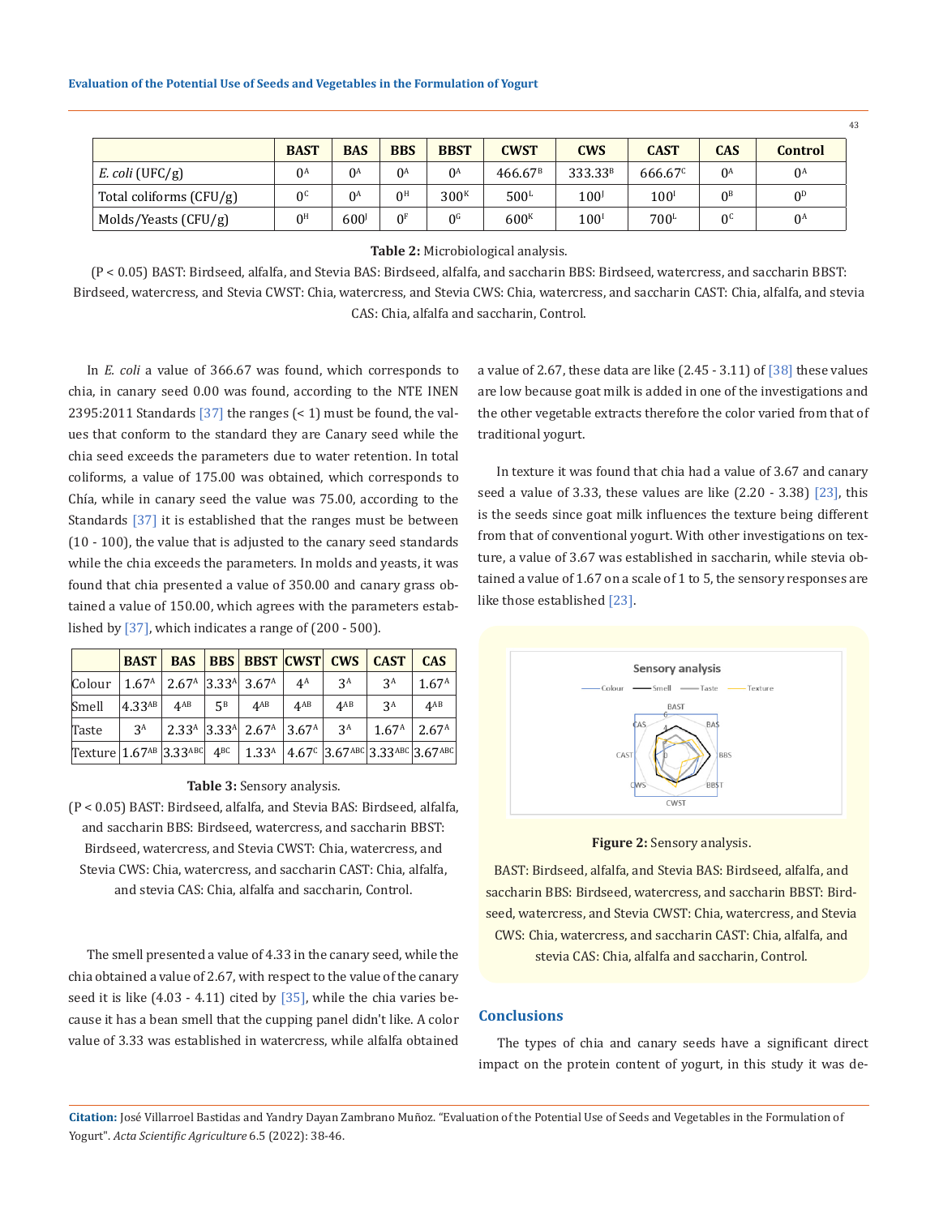|  | BAST | BAS | BBS | BBST | CWST | CWS | CAST | CAS | Control |
|---|---|---|---|---|---|---|---|---|---|
| *E. coli* (UFC/g) | 0[A] | 0[A] | 0[A] | 0[A] | 466.67[B] | 333.33[B] | 666.67[C] | 0[A] | 0[A] |
| Total coliforms (CFU/g) | 0[C] | 0[A] | 0[H] | 300[K] | 500[L] | 100[J] | 100[I] | 0[B] | 0[D] |
| Molds/Yeasts (CFU/g) | 0[H] | 600[J] | 0[F] | 0[G] | 600[K] | 100[I] | 700[L] | 0[C] | 0[A] |

**Table 2:** Microbiological analysis.

(P < 0.05) BAST: Birdseed, alfalfa, and Stevia BAS: Birdseed, alfalfa, and saccharin BBS: Birdseed, watercress, and saccharin BBST: Birdseed, watercress, and Stevia CWST: Chia, watercress, and Stevia CWS: Chia, watercress, and saccharin CAST: Chia, alfalfa, and stevia CAS: Chia, alfalfa and saccharin, Control.

In *E. coli* a value of 366.67 was found, which corresponds to chia, in canary seed 0.00 was found, according to the NTE INEN 2395:2011 Standards [37] the ranges (< 1) must be found, the values that conform to the standard they are Canary seed while the chia seed exceeds the parameters due to water retention. In total coliforms, a value of 175.00 was obtained, which corresponds to Chía, while in canary seed the value was 75.00, according to the Standards [37] it is established that the ranges must be between (10 - 100), the value that is adjusted to the canary seed standards while the chia exceeds the parameters. In molds and yeasts, it was found that chia presented a value of 350.00 and canary grass obtained a value of 150.00, which agrees with the parameters established by [37], which indicates a range of (200 - 500).

|  | BAST | BAS | BBS | BBST | CWST | CWS | CAST | CAS |
|---|---|---|---|---|---|---|---|---|
| Colour | 1.67[A] | 2.67[A] | 3.33[A] | 3.67[A] | 4[A] | 3[A] | 3[A] | 1.67[A] |
| Smell | 4.33[AB] | 4[AB] | 5[B] | 4[AB] | 4[AB] | 4[AB] | 3[A] | 4[AB] |
| Taste | 3[A] | 2.33[A] | 3.33[A] | 2.67[A] | 3.67[A] | 3[A] | 1.67[A] | 2.67[A] |
| Texture | 1.67[AB] | 3.33[ABC] | 4[BC] | 1.33[A] | 4.67[C] | 3.67[ABC] | 3.33[ABC] | 3.67[ABC] |

**Table 3:** Sensory analysis.

(P < 0.05) BAST: Birdseed, alfalfa, and Stevia BAS: Birdseed, alfalfa, and saccharin BBS: Birdseed, watercress, and saccharin BBST: Birdseed, watercress, and Stevia CWST: Chia, watercress, and Stevia CWS: Chia, watercress, and saccharin CAST: Chia, alfalfa, and stevia CAS: Chia, alfalfa and saccharin, Control.

The smell presented a value of 4.33 in the canary seed, while the chia obtained a value of 2.67, with respect to the value of the canary seed it is like (4.03 - 4.11) cited by [35], while the chia varies because it has a bean smell that the cupping panel didn't like. A color value of 3.33 was established in watercress, while alfalfa obtained a value of 2.67, these data are like (2.45 - 3.11) of [38] these values are low because goat milk is added in one of the investigations and the other vegetable extracts therefore the color varied from that of traditional yogurt.

In texture it was found that chia had a value of 3.67 and canary seed a value of 3.33, these values are like (2.20 - 3.38) [23], this is the seeds since goat milk influences the texture being different from that of conventional yogurt. With other investigations on texture, a value of 3.67 was established in saccharin, while stevia obtained a value of 1.67 on a scale of 1 to 5, the sensory responses are like those established [23].

**Figure 2:** Sensory analysis.

BAST: Birdseed, alfalfa, and Stevia BAS: Birdseed, alfalfa, and saccharin BBS: Birdseed, watercress, and saccharin BBST: Birdseed, watercress, and Stevia CWST: Chia, watercress, and Stevia CWS: Chia, watercress, and saccharin CAST: Chia, alfalfa, and stevia CAS: Chia, alfalfa and saccharin, Control.

## Conclusions

The types of chia and canary seeds have a significant direct impact on the protein content of yogurt, in this study it was de-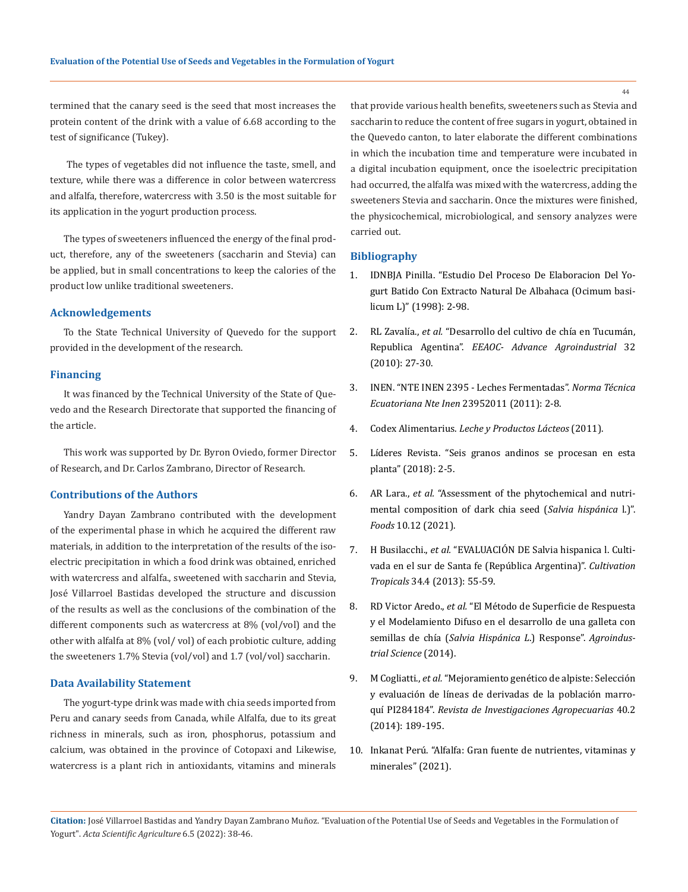termined that the canary seed is the seed that most increases the protein content of the drink with a value of 6.68 according to the test of significance (Tukey).

The types of vegetables did not influence the taste, smell, and texture, while there was a difference in color between watercress and alfalfa, therefore, watercress with 3.50 is the most suitable for its application in the yogurt production process.

The types of sweeteners influenced the energy of the final product, therefore, any of the sweeteners (saccharin and Stevia) can be applied, but in small concentrations to keep the calories of the product low unlike traditional sweeteners.

## Acknowledgements

To the State Technical University of Quevedo for the support provided in the development of the research.

## Financing

It was financed by the Technical University of the State of Quevedo and the Research Directorate that supported the financing of the article.

This work was supported by Dr. Byron Oviedo, former Director of Research, and Dr. Carlos Zambrano, Director of Research.

## Contributions of the Authors

Yandry Dayan Zambrano contributed with the development of the experimental phase in which he acquired the different raw materials, in addition to the interpretation of the results of the isoelectric precipitation in which a food drink was obtained, enriched with watercress and alfalfa., sweetened with saccharin and Stevia, José Villarroel Bastidas developed the structure and discussion of the results as well as the conclusions of the combination of the different components such as watercress at 8% (vol/vol) and the other with alfalfa at 8% (vol/ vol) of each probiotic culture, adding the sweeteners 1.7% Stevia (vol/vol) and 1.7 (vol/vol) saccharin.

## Data Availability Statement

The yogurt-type drink was made with chia seeds imported from Peru and canary seeds from Canada, while Alfalfa, due to its great richness in minerals, such as iron, phosphorus, potassium and calcium, was obtained in the province of Cotopaxi and Likewise, watercress is a plant rich in antioxidants, vitamins and minerals that provide various health benefits, sweeteners such as Stevia and saccharin to reduce the content of free sugars in yogurt, obtained in the Quevedo canton, to later elaborate the different combinations in which the incubation time and temperature were incubated in a digital incubation equipment, once the isoelectric precipitation had occurred, the alfalfa was mixed with the watercress, adding the sweeteners Stevia and saccharin. Once the mixtures were finished, the physicochemical, microbiological, and sensory analyzes were carried out.

## Bibliography

1. IDNBJA Pinilla. "Estudio Del Proceso De Elaboracion Del Yogurt Batido Con Extracto Natural De Albahaca (Ocimum basilicum L)" (1998): 2-98.
2. RL Zavalía., *et al.* "Desarrollo del cultivo de chía en Tucumán, Republica Agentina". *EEAOC- Advance Agroindustrial* 32 (2010): 27-30.
3. INEN. "NTE INEN 2395 - Leches Fermentadas". *Norma Técnica Ecuatoriana Nte Inen* 23952011 (2011): 2-8.
4. Codex Alimentarius. *Leche y Productos Lácteos* (2011).
5. Líderes Revista. "Seis granos andinos se procesan en esta planta" (2018): 2-5.
6. AR Lara., *et al.* "Assessment of the phytochemical and nutrimental composition of dark chia seed (*Salvia hispánica* l.)". *Foods* 10.12 (2021).
7. H Busilacchi., *et al.* "EVALUACIÓN DE Salvia hispanica l. Cultivada en el sur de Santa fe (República Argentina)". *Cultivation Tropicals* 34.4 (2013): 55-59.
8. RD Victor Aredo., *et al.* "El Método de Superficie de Respuesta y el Modelamiento Difuso en el desarrollo de una galleta con semillas de chía (*Salvia Hispánica L.*) Response". *Agroindustrial Science* (2014).
9. M Cogliatti., *et al.* "Mejoramiento genético de alpiste: Selección y evaluación de líneas de derivadas de la población marroquí PI284184". *Revista de Investigaciones Agropecuarias* 40.2 (2014): 189-195.
10. Inkanat Perú. "Alfalfa: Gran fuente de nutrientes, vitaminas y minerales" (2021).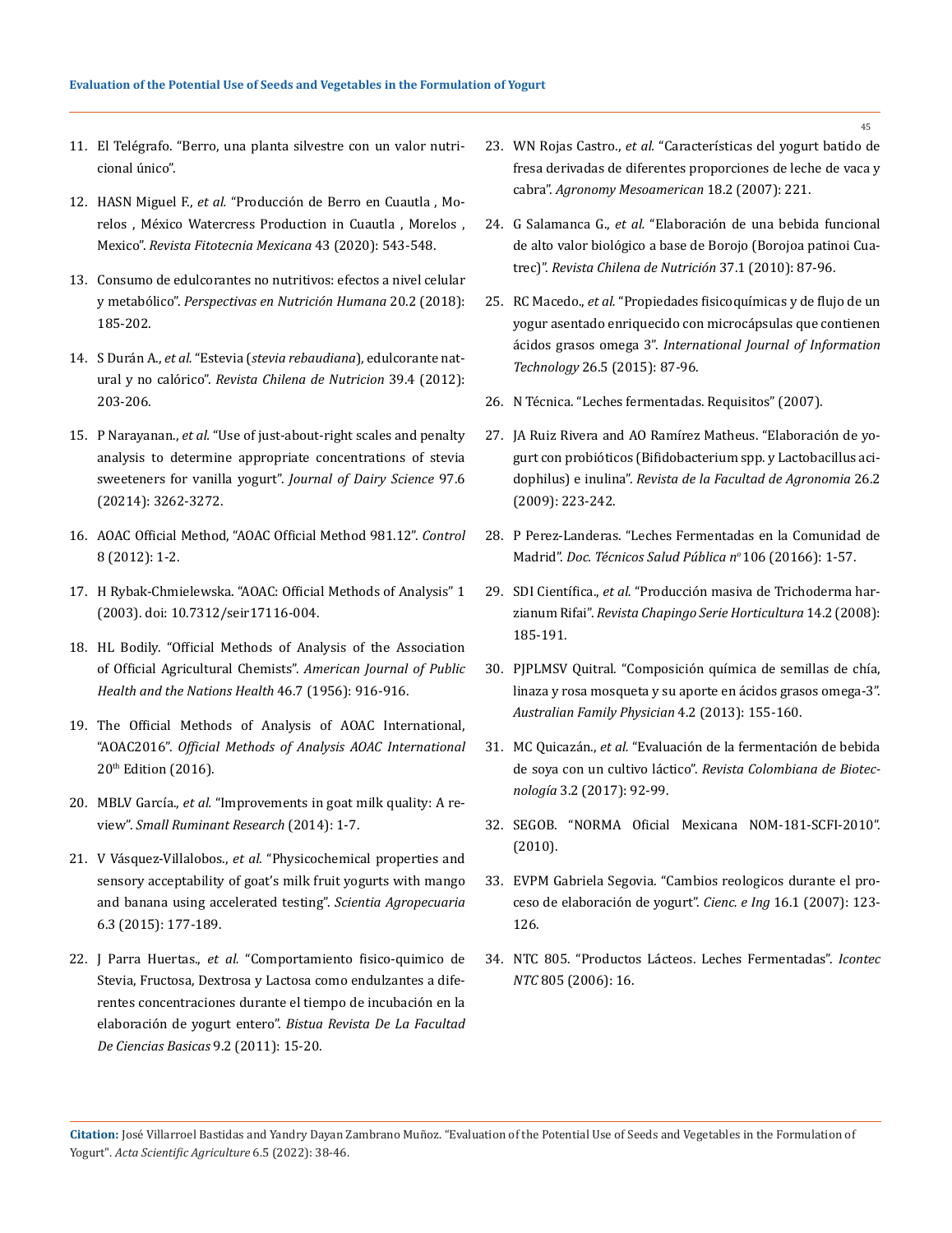11. El Telégrafo. "Berro, una planta silvestre con un valor nutricional único".
12. HASN Miguel F., *et al.* "Producción de Berro en Cuautla , Morelos , México Watercress Production in Cuautla , Morelos , Mexico". *Revista Fitotecnia Mexicana* 43 (2020): 543-548.
13. Consumo de edulcorantes no nutritivos: efectos a nivel celular y metabólico". *Perspectivas en Nutrición Humana* 20.2 (2018): 185-202.
14. S Durán A., *et al.* "Estevia (*stevia rebaudiana*), edulcorante natural y no calórico". *Revista Chilena de Nutricion* 39.4 (2012): 203-206.
15. P Narayanan., *et al.* "Use of just-about-right scales and penalty analysis to determine appropriate concentrations of stevia sweeteners for vanilla yogurt". *Journal of Dairy Science* 97.6 (20214): 3262-3272.
16. AOAC Official Method, "AOAC Official Method 981.12". *Control* 8 (2012): 1-2.
17. H Rybak-Chmielewska. "AOAC: Official Methods of Analysis" 1 (2003). doi: 10.7312/seir17116-004.
18. HL Bodily. "Official Methods of Analysis of the Association of Official Agricultural Chemists". *American Journal of Public Health and the Nations Health* 46.7 (1956): 916-916.
19. The Official Methods of Analysis of AOAC International, "AOAC2016". *Official Methods of Analysis AOAC International* 20th Edition (2016).
20. MBLV García., *et al.* "Improvements in goat milk quality: A review". *Small Ruminant Research* (2014): 1-7.
21. V Vásquez-Villalobos., *et al.* "Physicochemical properties and sensory acceptability of goat's milk fruit yogurts with mango and banana using accelerated testing". *Scientia Agropecuaria* 6.3 (2015): 177-189.
22. J Parra Huertas., *et al.* "Comportamiento fisico-quimico de Stevia, Fructosa, Dextrosa y Lactosa como endulzantes a diferentes concentraciones durante el tiempo de incubación en la elaboración de yogurt entero". *Bistua Revista De La Facultad De Ciencias Basicas* 9.2 (2011): 15-20.
23. WN Rojas Castro., *et al.* "Características del yogurt batido de fresa derivadas de diferentes proporciones de leche de vaca y cabra". *Agronomy Mesoamerican* 18.2 (2007): 221.
24. G Salamanca G., *et al.* "Elaboración de una bebida funcional de alto valor biológico a base de Borojo (Borojoa patinoi Cuatrec)". *Revista Chilena de Nutrición* 37.1 (2010): 87-96.
25. RC Macedo., *et al.* "Propiedades fisicoquímicas y de flujo de un yogur asentado enriquecido con microcápsulas que contienen ácidos grasos omega 3". *International Journal of Information Technology* 26.5 (2015): 87-96.
26. N Técnica. "Leches fermentadas. Requisitos" (2007).
27. JA Ruiz Rivera and AO Ramírez Matheus. "Elaboración de yogurt con probióticos (Bifidobacterium spp. y Lactobacillus acidophilus) e inulina". *Revista de la Facultad de Agronomia* 26.2 (2009): 223-242.
28. P Perez-Landeras. "Leches Fermentadas en la Comunidad de Madrid". *Doc. Técnicos Salud Pública nº* 106 (20166): 1-57.
29. SDI Científica., *et al.* "Producción masiva de Trichoderma harzianum Rifai". *Revista Chapingo Serie Horticultura* 14.2 (2008): 185-191.
30. PJPLMSV Quitral. "Composición química de semillas de chía, linaza y rosa mosqueta y su aporte en ácidos grasos omega-3". *Australian Family Physician* 4.2 (2013): 155-160.
31. MC Quicazán., *et al.* "Evaluación de la fermentación de bebida de soya con un cultivo láctico". *Revista Colombiana de Biotecnología* 3.2 (2017): 92-99.
32. SEGOB. "NORMA Oficial Mexicana NOM-181-SCFI-2010". (2010).
33. EVPM Gabriela Segovia. "Cambios reologicos durante el proceso de elaboración de yogurt". *Cienc. e Ing* 16.1 (2007): 123-126.
34. NTC 805. "Productos Lácteos. Leches Fermentadas". *Icontec NTC* 805 (2006): 16.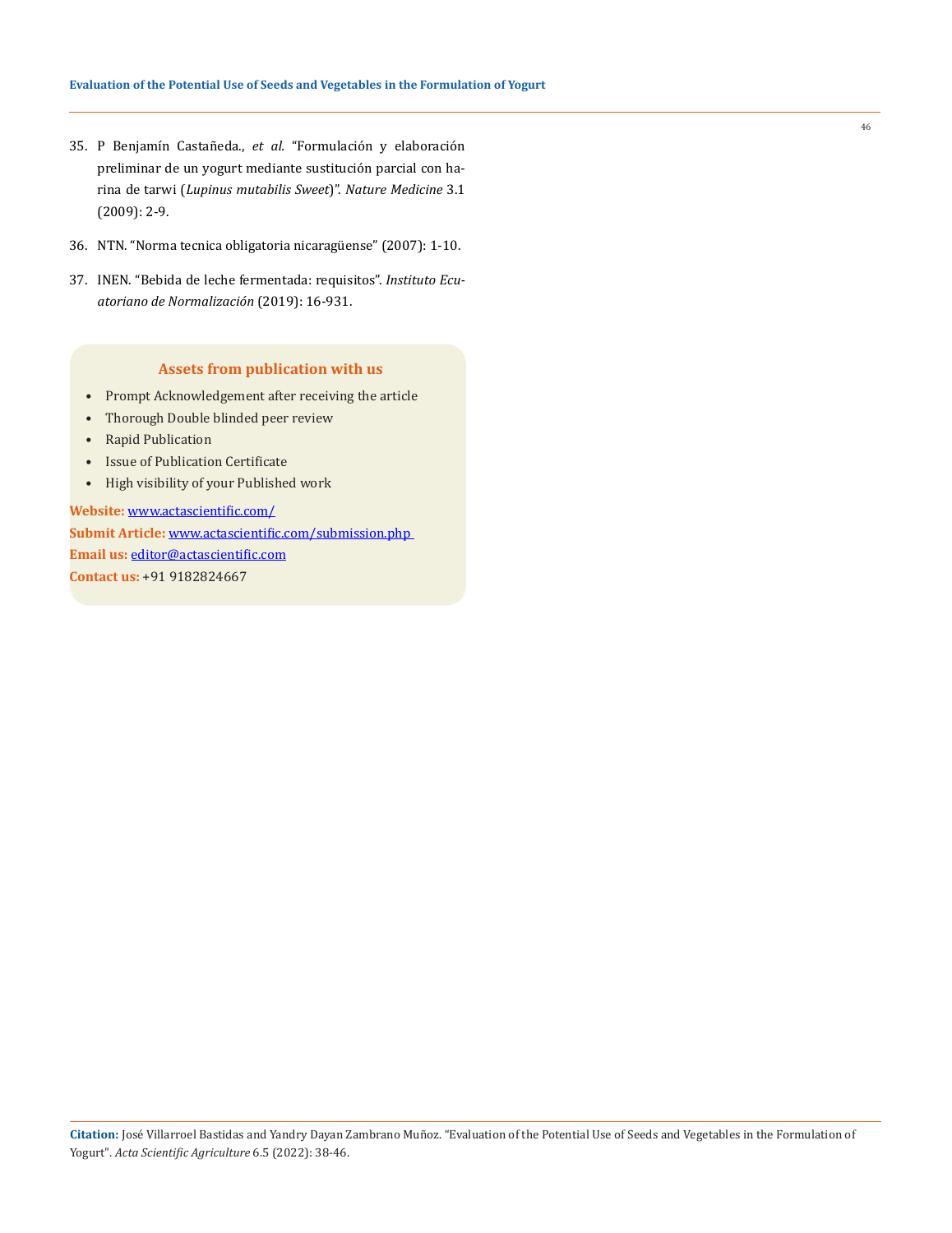35. P Benjamín Castañeda., *et al.* "Formulación y elaboración preliminar de un yogurt mediante sustitución parcial con harina de tarwi (*Lupinus mutabilis Sweet*)". *Nature Medicine* 3.1 (2009): 2-9.

36. NTN. "Norma tecnica obligatoria nicaragüense" (2007): 1-10.

37. INEN. "Bebida de leche fermentada: requisitos". *Instituto Ecuatoriano de Normalización* (2019): 16-931.

### Assets from publication with us

- Prompt Acknowledgement after receiving the article
- Thorough Double blinded peer review
- Rapid Publication
- Issue of Publication Certificate
- High visibility of your Published work

**Website:** www.actascientific.com/
**Submit Article:** www.actascientific.com/submission.php
**Email us:** editor@actascientific.com
**Contact us:** +91 9182824667